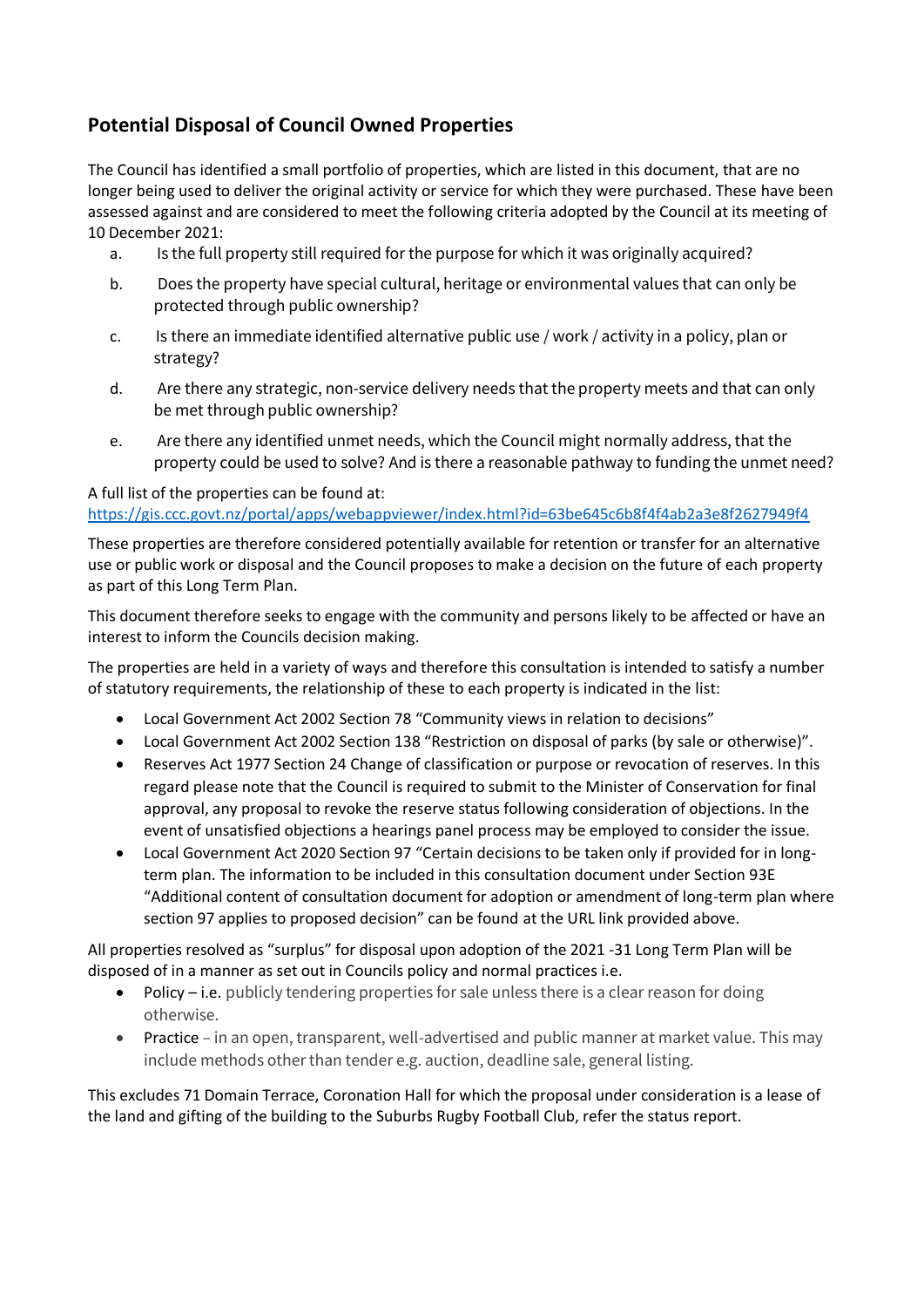## Potential Disposal of Council Owned Properties

The Council has identified a small portfolio of properties, which are listed in this document, that are no longer being used to deliver the original activity or service for which they were purchased. These have been assessed against and are considered to meet the following criteria adopted by the Council at its meeting of 10 December 2021:

a. Is the full property still required for the purpose for which it was originally acquired?

b. Does the property have special cultural, heritage or environmental values that can only be protected through public ownership?

c. Is there an immediate identified alternative public use / work / activity in a policy, plan or strategy?

d. Are there any strategic, non-service delivery needs that the property meets and that can only be met through public ownership?

e. Are there any identified unmet needs, which the Council might normally address, that the property could be used to solve? And is there a reasonable pathway to funding the unmet need?

A full list of the properties can be found at:
https://gis.ccc.govt.nz/portal/apps/webappviewer/index.html?id=63be645c6b8f4f4ab2a3e8f2627949f4

These properties are therefore considered potentially available for retention or transfer for an alternative use or public work or disposal and the Council proposes to make a decision on the future of each property as part of this Long Term Plan.

This document therefore seeks to engage with the community and persons likely to be affected or have an interest to inform the Councils decision making.

The properties are held in a variety of ways and therefore this consultation is intended to satisfy a number of statutory requirements, the relationship of these to each property is indicated in the list:

- Local Government Act 2002 Section 78 "Community views in relation to decisions"
- Local Government Act 2002 Section 138 "Restriction on disposal of parks (by sale or otherwise)".
- Reserves Act 1977 Section 24 Change of classification or purpose or revocation of reserves. In this regard please note that the Council is required to submit to the Minister of Conservation for final approval, any proposal to revoke the reserve status following consideration of objections. In the event of unsatisfied objections a hearings panel process may be employed to consider the issue.
- Local Government Act 2020 Section 97 "Certain decisions to be taken only if provided for in long-term plan. The information to be included in this consultation document under Section 93E "Additional content of consultation document for adoption or amendment of long-term plan where section 97 applies to proposed decision" can be found at the URL link provided above.

All properties resolved as "surplus" for disposal upon adoption of the 2021 -31 Long Term Plan will be disposed of in a manner as set out in Councils policy and normal practices i.e.

- Policy – i.e. publicly tendering properties for sale unless there is a clear reason for doing otherwise.
- Practice – in an open, transparent, well-advertised and public manner at market value. This may include methods other than tender e.g. auction, deadline sale, general listing.

This excludes 71 Domain Terrace, Coronation Hall for which the proposal under consideration is a lease of the land and gifting of the building to the Suburbs Rugby Football Club, refer the status report.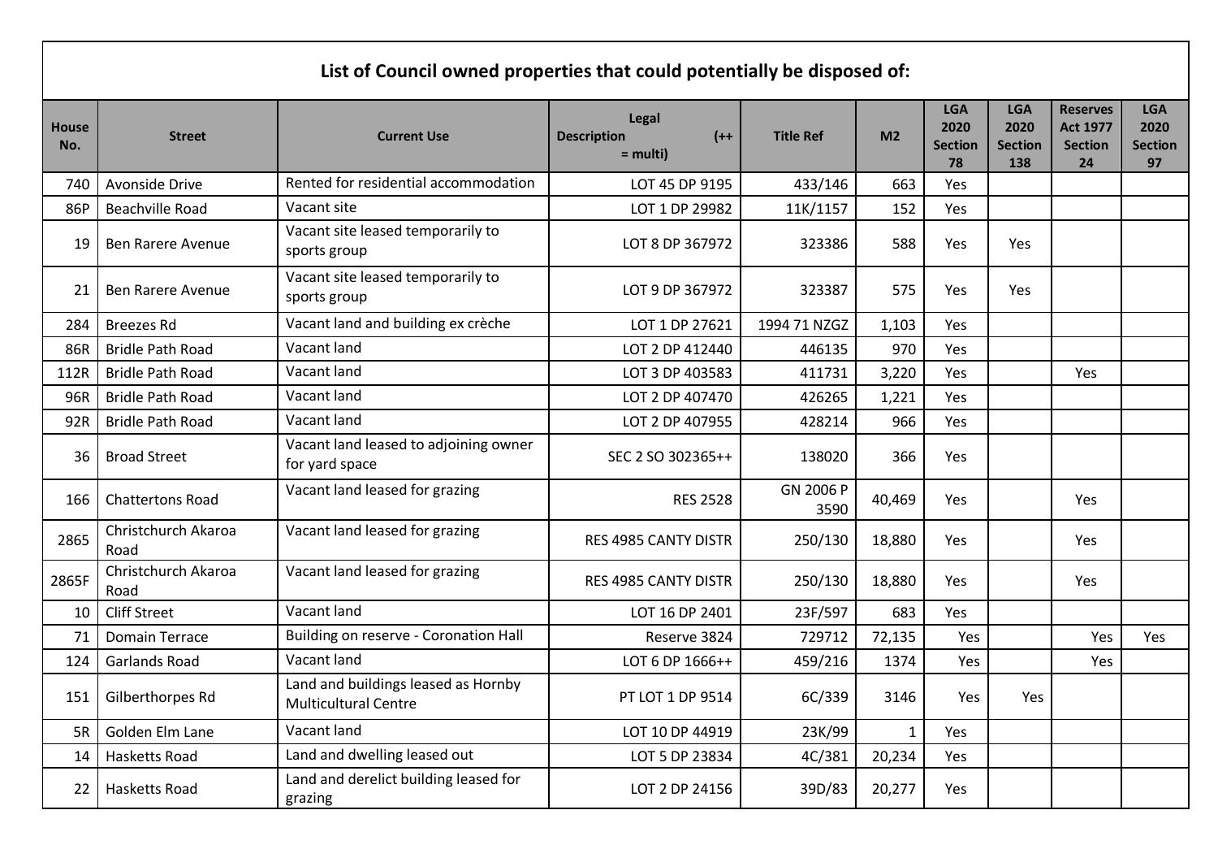## List of Council owned properties that could potentially be disposed of:

| House No. | Street | Current Use | Legal Description (++ = multi) | Title Ref | M2 | LGA 2020 Section 78 | LGA 2020 Section 138 | Reserves Act 1977 Section 24 | LGA 2020 Section 97 |
|---|---|---|---|---|---|---|---|---|---|
| 740 | Avonside Drive | Rented for residential accommodation | LOT 45 DP 9195 | 433/146 | 663 | Yes | | | |
| 86P | Beachville Road | Vacant site | LOT 1 DP 29982 | 11K/1157 | 152 | Yes | | | |
| 19 | Ben Rarere Avenue | Vacant site leased temporarily to sports group | LOT 8 DP 367972 | 323386 | 588 | Yes | Yes | | |
| 21 | Ben Rarere Avenue | Vacant site leased temporarily to sports group | LOT 9 DP 367972 | 323387 | 575 | Yes | Yes | | |
| 284 | Breezes Rd | Vacant land and building ex crèche | LOT 1 DP 27621 | 1994 71 NZGZ | 1,103 | Yes | | | |
| 86R | Bridle Path Road | Vacant land | LOT 2 DP 412440 | 446135 | 970 | Yes | | | |
| 112R | Bridle Path Road | Vacant land | LOT 3 DP 403583 | 411731 | 3,220 | Yes | | Yes | |
| 96R | Bridle Path Road | Vacant land | LOT 2 DP 407470 | 426265 | 1,221 | Yes | | | |
| 92R | Bridle Path Road | Vacant land | LOT 2 DP 407955 | 428214 | 966 | Yes | | | |
| 36 | Broad Street | Vacant land leased to adjoining owner for yard space | SEC 2 SO 302365++ | 138020 | 366 | Yes | | | |
| 166 | Chattertons Road | Vacant land leased for grazing | RES 2528 | GN 2006 P 3590 | 40,469 | Yes | | Yes | |
| 2865 | Christchurch Akaroa Road | Vacant land leased for grazing | RES 4985 CANTY DISTR | 250/130 | 18,880 | Yes | | Yes | |
| 2865F | Christchurch Akaroa Road | Vacant land leased for grazing | RES 4985 CANTY DISTR | 250/130 | 18,880 | Yes | | Yes | |
| 10 | Cliff Street | Vacant land | LOT 16 DP 2401 | 23F/597 | 683 | Yes | | | |
| 71 | Domain Terrace | Building on reserve - Coronation Hall | Reserve 3824 | 729712 | 72,135 | Yes | | Yes | Yes |
| 124 | Garlands Road | Vacant land | LOT 6 DP 1666++ | 459/216 | 1374 | Yes | | Yes | |
| 151 | Gilberthorpes Rd | Land and buildings leased as Hornby Multicultural Centre | PT LOT 1 DP 9514 | 6C/339 | 3146 | Yes | Yes | | |
| 5R | Golden Elm Lane | Vacant land | LOT 10 DP 44919 | 23K/99 | 1 | Yes | | | |
| 14 | Hasketts Road | Land and dwelling leased out | LOT 5 DP 23834 | 4C/381 | 20,234 | Yes | | | |
| 22 | Hasketts Road | Land and derelict building leased for grazing | LOT 2 DP 24156 | 39D/83 | 20,277 | Yes | | | |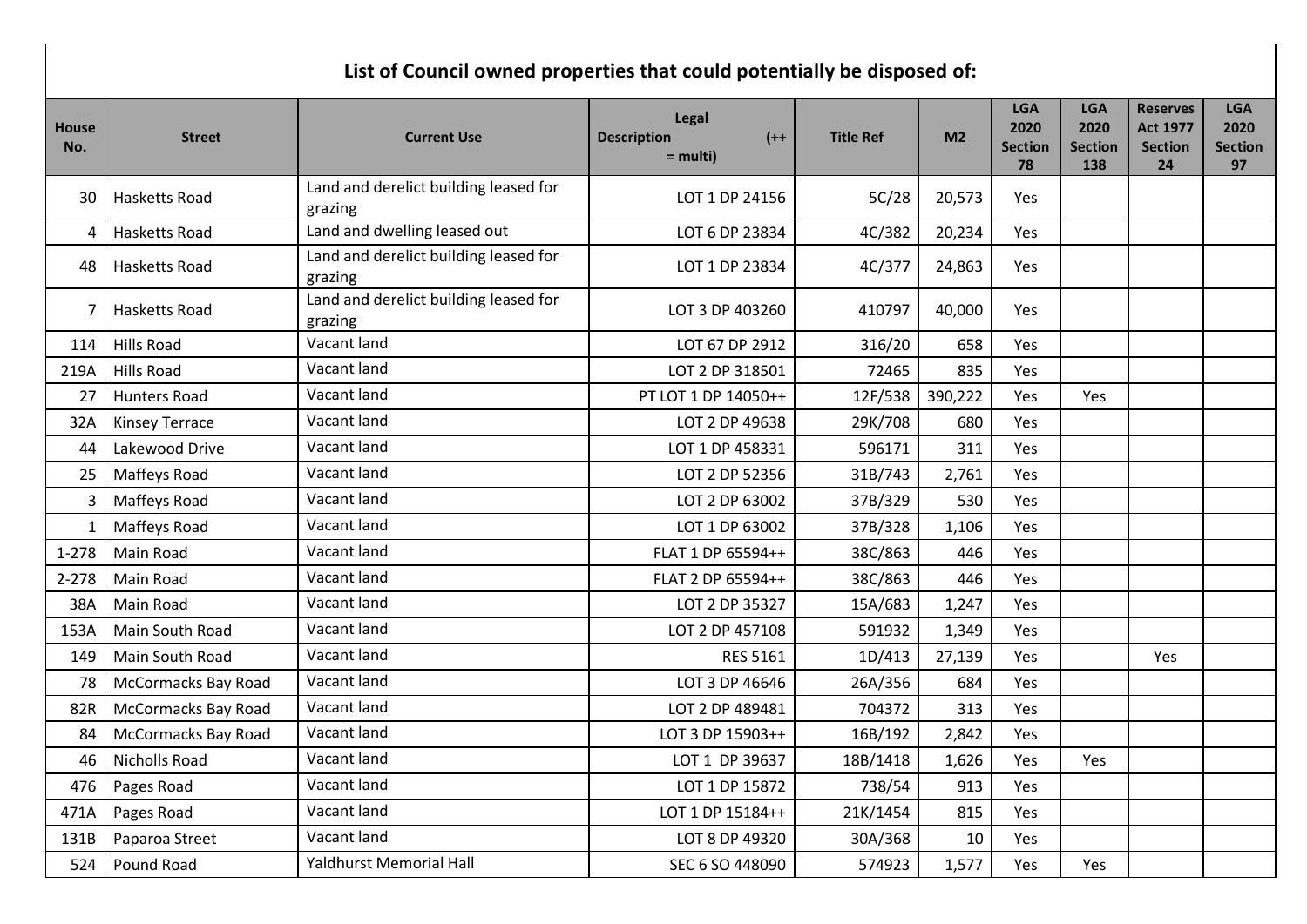## List of Council owned properties that could potentially be disposed of:

| House No. | Street | Current Use | Legal Description (++ = multi) | Title Ref | M2 | LGA 2020 Section 78 | LGA 2020 Section 138 | Reserves Act 1977 Section 24 | LGA 2020 Section 97 |
|---|---|---|---|---|---|---|---|---|---|
| 30 | Hasketts Road | Land and derelict building leased for grazing | LOT 1 DP 24156 | 5C/28 | 20,573 | Yes | | | |
| 4 | Hasketts Road | Land and dwelling leased out | LOT 6 DP 23834 | 4C/382 | 20,234 | Yes | | | |
| 48 | Hasketts Road | Land and derelict building leased for grazing | LOT 1 DP 23834 | 4C/377 | 24,863 | Yes | | | |
| 7 | Hasketts Road | Land and derelict building leased for grazing | LOT 3 DP 403260 | 410797 | 40,000 | Yes | | | |
| 114 | Hills Road | Vacant land | LOT 67 DP 2912 | 316/20 | 658 | Yes | | | |
| 219A | Hills Road | Vacant land | LOT 2 DP 318501 | 72465 | 835 | Yes | | | |
| 27 | Hunters Road | Vacant land | PT LOT 1 DP 14050++ | 12F/538 | 390,222 | Yes | Yes | | |
| 32A | Kinsey Terrace | Vacant land | LOT 2 DP 49638 | 29K/708 | 680 | Yes | | | |
| 44 | Lakewood Drive | Vacant land | LOT 1 DP 458331 | 596171 | 311 | Yes | | | |
| 25 | Maffeys Road | Vacant land | LOT 2 DP 52356 | 31B/743 | 2,761 | Yes | | | |
| 3 | Maffeys Road | Vacant land | LOT 2 DP 63002 | 37B/329 | 530 | Yes | | | |
| 1 | Maffeys Road | Vacant land | LOT 1 DP 63002 | 37B/328 | 1,106 | Yes | | | |
| 1-278 | Main Road | Vacant land | FLAT 1 DP 65594++ | 38C/863 | 446 | Yes | | | |
| 2-278 | Main Road | Vacant land | FLAT 2 DP 65594++ | 38C/863 | 446 | Yes | | | |
| 38A | Main Road | Vacant land | LOT 2 DP 35327 | 15A/683 | 1,247 | Yes | | | |
| 153A | Main South Road | Vacant land | LOT 2 DP 457108 | 591932 | 1,349 | Yes | | | |
| 149 | Main South Road | Vacant land | RES 5161 | 1D/413 | 27,139 | Yes | | Yes | |
| 78 | McCormacks Bay Road | Vacant land | LOT 3 DP 46646 | 26A/356 | 684 | Yes | | | |
| 82R | McCormacks Bay Road | Vacant land | LOT 2 DP 489481 | 704372 | 313 | Yes | | | |
| 84 | McCormacks Bay Road | Vacant land | LOT 3 DP 15903++ | 16B/192 | 2,842 | Yes | | | |
| 46 | Nicholls Road | Vacant land | LOT 1 DP 39637 | 18B/1418 | 1,626 | Yes | Yes | | |
| 476 | Pages Road | Vacant land | LOT 1 DP 15872 | 738/54 | 913 | Yes | | | |
| 471A | Pages Road | Vacant land | LOT 1 DP 15184++ | 21K/1454 | 815 | Yes | | | |
| 131B | Paparoa Street | Vacant land | LOT 8 DP 49320 | 30A/368 | 10 | Yes | | | |
| 524 | Pound Road | Yaldhurst Memorial Hall | SEC 6 SO 448090 | 574923 | 1,577 | Yes | Yes | | |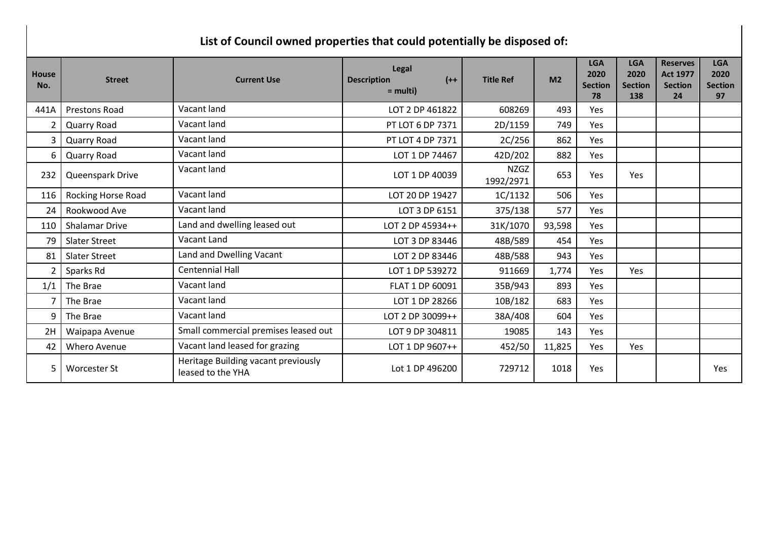## List of Council owned properties that could potentially be disposed of:

| House No. | Street | Current Use | Legal Description (++ = multi) | Title Ref | M2 | LGA 2020 Section 78 | LGA 2020 Section 138 | Reserves Act 1977 Section 24 | LGA 2020 Section 97 |
|---|---|---|---|---|---|---|---|---|---|
| 441A | Prestons Road | Vacant land | LOT 2 DP 461822 | 608269 | 493 | Yes | | | |
| 2 | Quarry Road | Vacant land | PT LOT 6 DP 7371 | 2D/1159 | 749 | Yes | | | |
| 3 | Quarry Road | Vacant land | PT LOT 4 DP 7371 | 2C/256 | 862 | Yes | | | |
| 6 | Quarry Road | Vacant land | LOT 1 DP 74467 | 42D/202 | 882 | Yes | | | |
| 232 | Queenspark Drive | Vacant land | LOT 1 DP 40039 | NZGZ 1992/2971 | 653 | Yes | Yes | | |
| 116 | Rocking Horse Road | Vacant land | LOT 20 DP 19427 | 1C/1132 | 506 | Yes | | | |
| 24 | Rookwood Ave | Vacant land | LOT 3 DP 6151 | 375/138 | 577 | Yes | | | |
| 110 | Shalamar Drive | Land and dwelling leased out | LOT 2 DP 45934++ | 31K/1070 | 93,598 | Yes | | | |
| 79 | Slater Street | Vacant Land | LOT 3 DP 83446 | 48B/589 | 454 | Yes | | | |
| 81 | Slater Street | Land and Dwelling Vacant | LOT 2 DP 83446 | 48B/588 | 943 | Yes | | | |
| 2 | Sparks Rd | Centennial Hall | LOT 1 DP 539272 | 911669 | 1,774 | Yes | Yes | | |
| 1/1 | The Brae | Vacant land | FLAT 1 DP 60091 | 35B/943 | 893 | Yes | | | |
| 7 | The Brae | Vacant land | LOT 1 DP 28266 | 10B/182 | 683 | Yes | | | |
| 9 | The Brae | Vacant land | LOT 2 DP 30099++ | 38A/408 | 604 | Yes | | | |
| 2H | Waipapa Avenue | Small commercial premises leased out | LOT 9 DP 304811 | 19085 | 143 | Yes | | | |
| 42 | Whero Avenue | Vacant land leased for grazing | LOT 1 DP 9607++ | 452/50 | 11,825 | Yes | Yes | | |
| 5 | Worcester St | Heritage Building vacant previously leased to the YHA | Lot 1 DP 496200 | 729712 | 1018 | Yes | | | Yes |